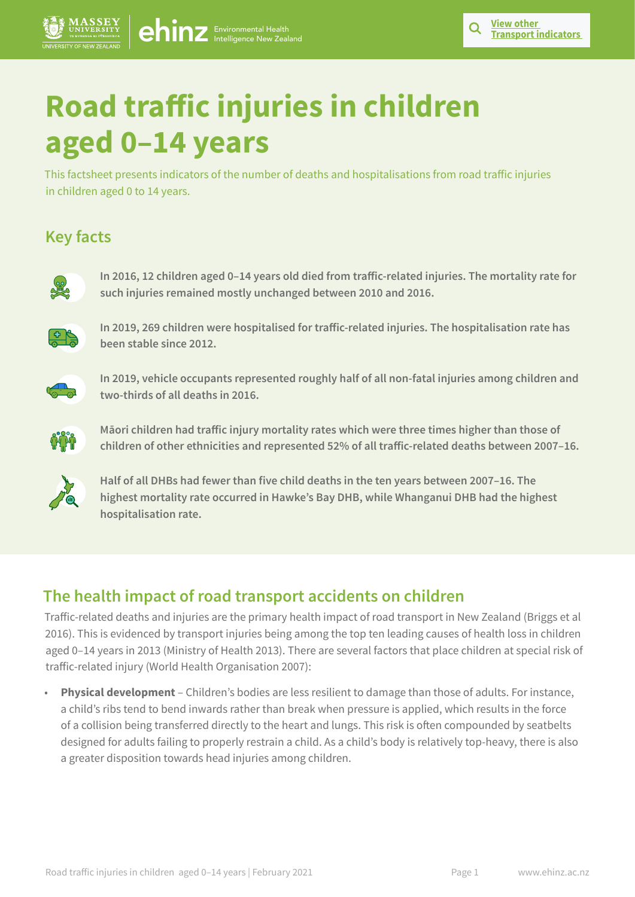View other Transport indicators

# Road traffic injuries in children aged 0–14 years

This factsheet presents indicators of the number of deaths and hospitalisations from road traffic injuries in children aged 0 to 14 years.

## Key facts

**In 2016, 12 children aged 0–14 years old died from traffic-related injuries. The mortality rate for such injuries remained mostly unchanged between 2010 and 2016.**

**In 2019, 269 children were hospitalised for traffic-related injuries. The hospitalisation rate has been stable since 2012.**

**In 2019, vehicle occupants represented roughly half of all non-fatal injuries among children and two-thirds of all deaths in 2016.**

**Māori children had traffic injury mortality rates which were three times higher than those of children of other ethnicities and represented 52% of all traffic-related deaths between 2007–16.**

**Half of all DHBs had fewer than five child deaths in the ten years between 2007–16. The highest mortality rate occurred in Hawke's Bay DHB, while Whanganui DHB had the highest hospitalisation rate.**

## The health impact of road transport accidents on children

Traffic-related deaths and injuries are the primary health impact of road transport in New Zealand (Briggs et al 2016). This is evidenced by transport injuries being among the top ten leading causes of health loss in children aged 0–14 years in 2013 (Ministry of Health 2013). There are several factors that place children at special risk of traffic-related injury (World Health Organisation 2007):

- **Physical development** – Children's bodies are less resilient to damage than those of adults. For instance, a child's ribs tend to bend inwards rather than break when pressure is applied, which results in the force of a collision being transferred directly to the heart and lungs. This risk is often compounded by seatbelts designed for adults failing to properly restrain a child. As a child's body is relatively top-heavy, there is also a greater disposition towards head injuries among children.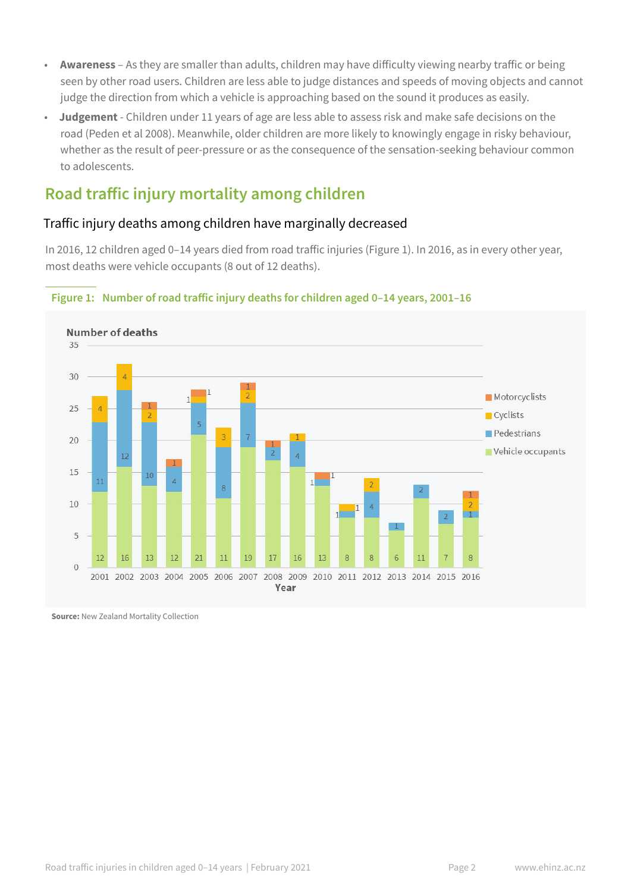- **Awareness** – As they are smaller than adults, children may have difficulty viewing nearby traffic or being seen by other road users. Children are less able to judge distances and speeds of moving objects and cannot judge the direction from which a vehicle is approaching based on the sound it produces as easily.
- **Judgement** - Children under 11 years of age are less able to assess risk and make safe decisions on the road (Peden et al 2008). Meanwhile, older children are more likely to knowingly engage in risky behaviour, whether as the result of peer-pressure or as the consequence of the sensation-seeking behaviour common to adolescents.

## Road traffic injury mortality among children

### Traffic injury deaths among children have marginally decreased

In 2016, 12 children aged 0–14 years died from road traffic injuries (Figure 1). In 2016, as in every other year, most deaths were vehicle occupants (8 out of 12 deaths).

**Figure 1: Number of road traffic injury deaths for children aged 0–14 years, 2001–16**

**Source:** New Zealand Mortality Collection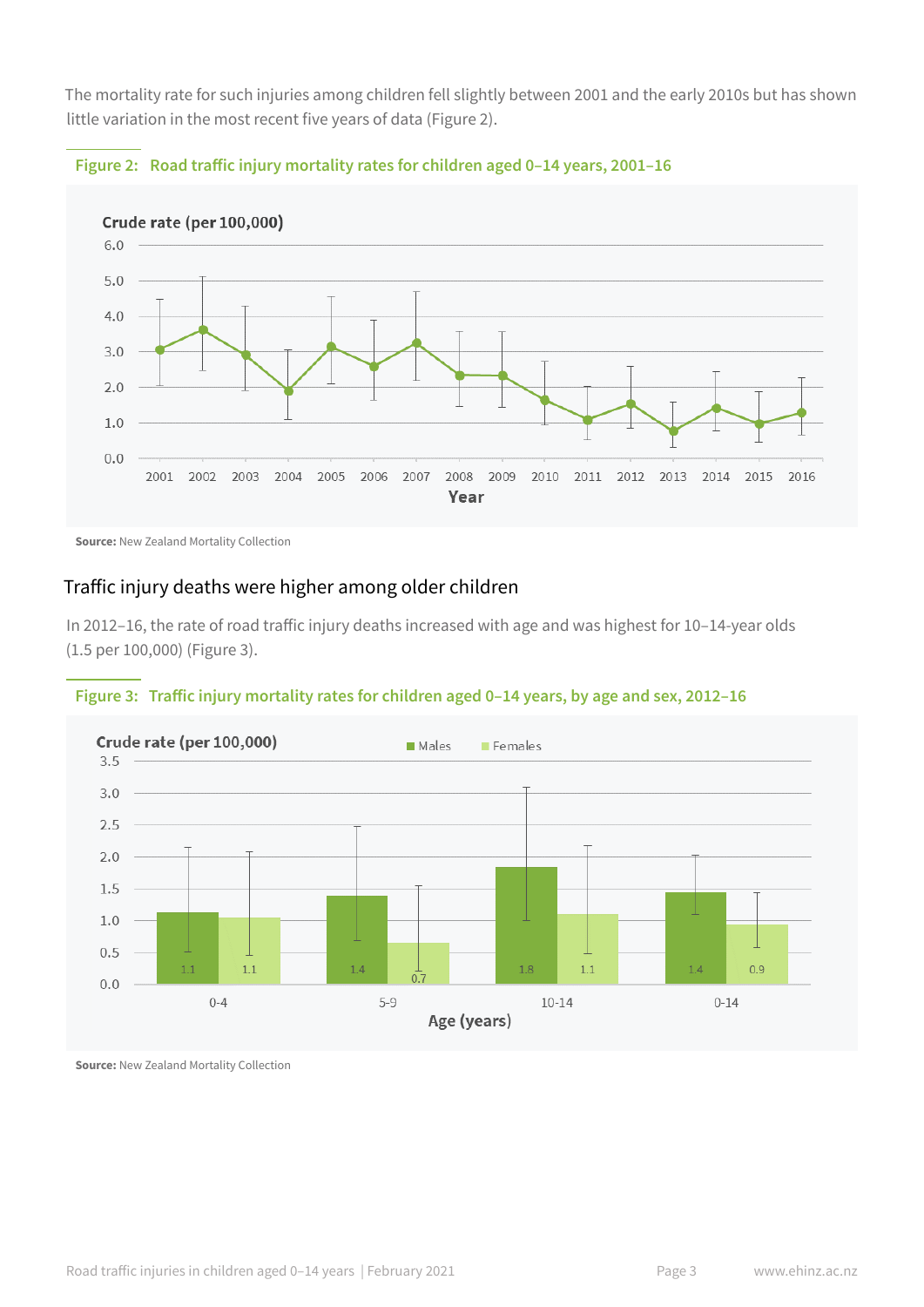The mortality rate for such injuries among children fell slightly between 2001 and the early 2010s but has shown little variation in the most recent five years of data (Figure 2).

**Figure 2: Road traffic injury mortality rates for children aged 0–14 years, 2001–16**

**Source:** New Zealand Mortality Collection

## Traffic injury deaths were higher among older children

In 2012–16, the rate of road traffic injury deaths increased with age and was highest for 10–14-year olds (1.5 per 100,000) (Figure 3).

**Figure 3: Traffic injury mortality rates for children aged 0–14 years, by age and sex, 2012–16**

| Age (years) | Males | Females |
|---|---|---|
| 0-4 | 1.1 | 1.1 |
| 5-9 | 1.4 | 0.7 |
| 10-14 | 1.8 | 1.1 |
| 0-14 | 1.4 | 0.9 |

**Source:** New Zealand Mortality Collection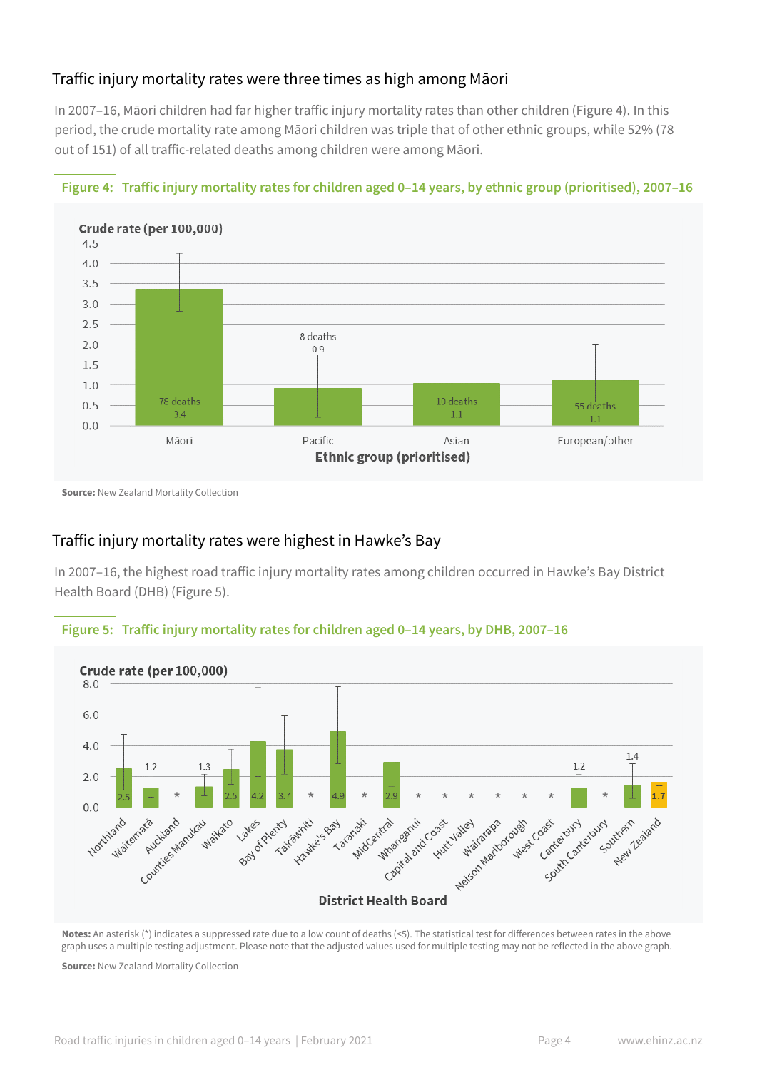## Traffic injury mortality rates were three times as high among Māori

In 2007–16, Māori children had far higher traffic injury mortality rates than other children (Figure 4). In this period, the crude mortality rate among Māori children was triple that of other ethnic groups, while 52% (78 out of 151) of all traffic-related deaths among children were among Māori.

**Figure 4: Traffic injury mortality rates for children aged 0–14 years, by ethnic group (prioritised), 2007–16**

| Ethnic group (prioritised) | Deaths | Crude rate (per 100,000) |
|---|---|---|
| Māori | 78 | 3.4 |
| Pacific | 8 | 0.9 |
| Asian | 10 | 1.1 |
| European/other | 55 | 1.1 |

**Source:** New Zealand Mortality Collection

## Traffic injury mortality rates were highest in Hawke's Bay

In 2007–16, the highest road traffic injury mortality rates among children occurred in Hawke's Bay District Health Board (DHB) (Figure 5).

**Figure 5: Traffic injury mortality rates for children aged 0–14 years, by DHB, 2007–16**

| District Health Board | Crude rate (per 100,000) |
|---|---|
| Northland | 2.5 |
| Waitematā | 1.2 |
| Auckland | * |
| Counties Manukau | 1.3 |
| Waikato | 2.5 |
| Lakes | 4.2 |
| Bay of Plenty | 3.7 |
| Tairāwhiti | * |
| Hawke's Bay | 4.9 |
| Taranaki | * |
| MidCentral | 2.9 |
| Whanganui | * |
| Capital and Coast | * |
| Hutt Valley | * |
| Wairarapa | * |
| Nelson Marlborough | * |
| West Coast | * |
| Canterbury | 1.2 |
| South Canterbury | * |
| Southern | 1.4 |
| New Zealand | 1.7 |

**Notes:** An asterisk (*) indicates a suppressed rate due to a low count of deaths (<5). The statistical test for differences between rates in the above graph uses a multiple testing adjustment. Please note that the adjusted values used for multiple testing may not be reflected in the above graph.

**Source:** New Zealand Mortality Collection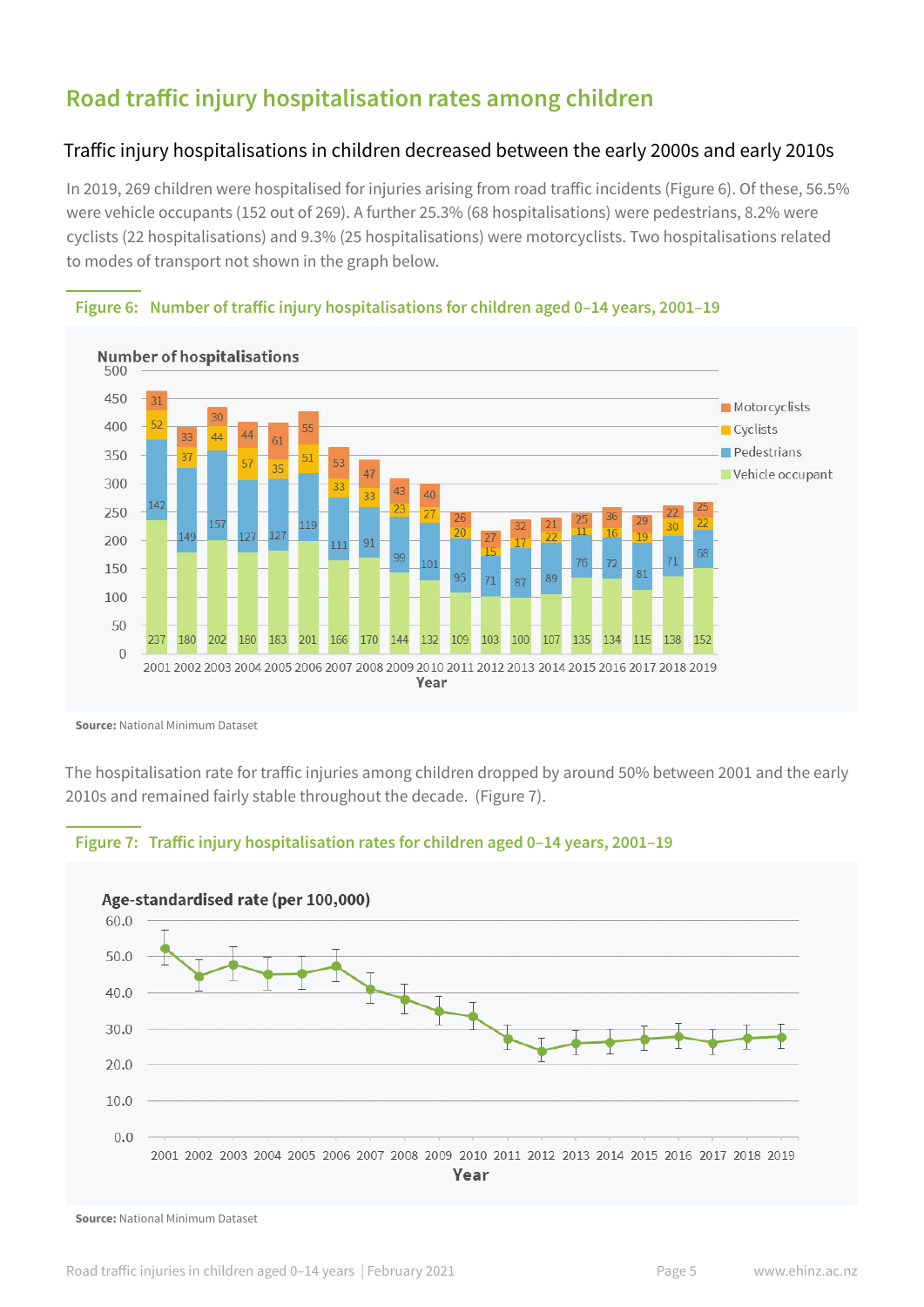## Road traffic injury hospitalisation rates among children

### Traffic injury hospitalisations in children decreased between the early 2000s and early 2010s

In 2019, 269 children were hospitalised for injuries arising from road traffic incidents (Figure 6). Of these, 56.5% were vehicle occupants (152 out of 269). A further 25.3% (68 hospitalisations) were pedestrians, 8.2% were cyclists (22 hospitalisations) and 9.3% (25 hospitalisations) were motorcyclists. Two hospitalisations related to modes of transport not shown in the graph below.

**Figure 6: Number of traffic injury hospitalisations for children aged 0–14 years, 2001–19**

| Year | Vehicle occupant | Pedestrians | Cyclists | Motorcyclists |
|---|---|---|---|---|
| 2001 | 237 | 142 | 52 | 31 |
| 2002 | 180 | 149 | 37 | 33 |
| 2003 | 202 | 157 | 44 | 30 |
| 2004 | 180 | 127 | 57 | 44 |
| 2005 | 183 | 127 | 35 | 61 |
| 2006 | 201 | 119 | 51 | 55 |
| 2007 | 166 | 111 | 33 | 53 |
| 2008 | 170 | 91 | 33 | 47 |
| 2009 | 144 | 99 | 23 | 43 |
| 2010 | 132 | 101 | 27 | 40 |
| 2011 | 109 | 95 | 20 | 26 |
| 2012 | 103 | 71 | 15 | 27 |
| 2013 | 100 | 87 | 17 | 32 |
| 2014 | 107 | 89 | 22 | 21 |
| 2015 | 135 | 76 | 11 | 25 |
| 2016 | 134 | 72 | 16 | 36 |
| 2017 | 115 | 81 | 19 | 29 |
| 2018 | 138 | 71 | 30 | 22 |
| 2019 | 152 | 68 | 22 | 25 |

**Source:** National Minimum Dataset

The hospitalisation rate for traffic injuries among children dropped by around 50% between 2001 and the early 2010s and remained fairly stable throughout the decade. (Figure 7).

**Figure 7: Traffic injury hospitalisation rates for children aged 0–14 years, 2001–19**

Age-standardised rate (per 100,000), by year 2001–2019.

**Source:** National Minimum Dataset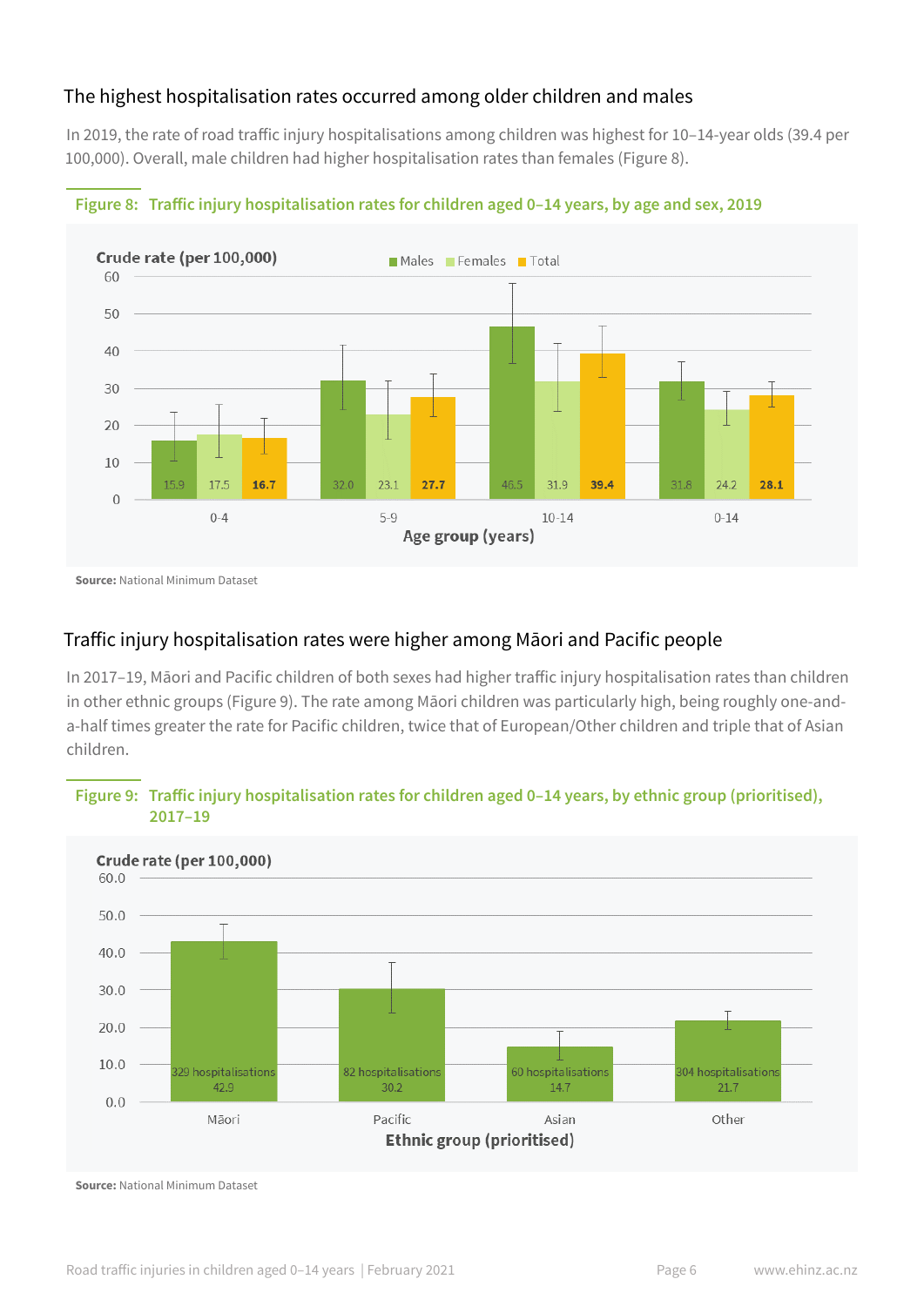## The highest hospitalisation rates occurred among older children and males

In 2019, the rate of road traffic injury hospitalisations among children was highest for 10–14-year olds (39.4 per 100,000). Overall, male children had higher hospitalisation rates than females (Figure 8).

**Figure 8: Traffic injury hospitalisation rates for children aged 0–14 years, by age and sex, 2019**

| Age group (years) | Males | Females | Total |
|---|---|---|---|
| 0-4 | 15.9 | 17.5 | 16.7 |
| 5-9 | 32.0 | 23.1 | 27.7 |
| 10-14 | 46.5 | 31.9 | 39.4 |
| 0-14 | 31.8 | 24.2 | 28.1 |

Crude rate (per 100,000)

**Source:** National Minimum Dataset

## Traffic injury hospitalisation rates were higher among Māori and Pacific people

In 2017–19, Māori and Pacific children of both sexes had higher traffic injury hospitalisation rates than children in other ethnic groups (Figure 9). The rate among Māori children was particularly high, being roughly one-and-a-half times greater the rate for Pacific children, twice that of European/Other children and triple that of Asian children.

**Figure 9: Traffic injury hospitalisation rates for children aged 0–14 years, by ethnic group (prioritised), 2017–19**

| Ethnic group (prioritised) | Hospitalisations | Crude rate (per 100,000) |
|---|---|---|
| Māori | 329 hospitalisations | 42.9 |
| Pacific | 82 hospitalisations | 30.2 |
| Asian | 60 hospitalisations | 14.7 |
| Other | 304 hospitalisations | 21.7 |

**Source:** National Minimum Dataset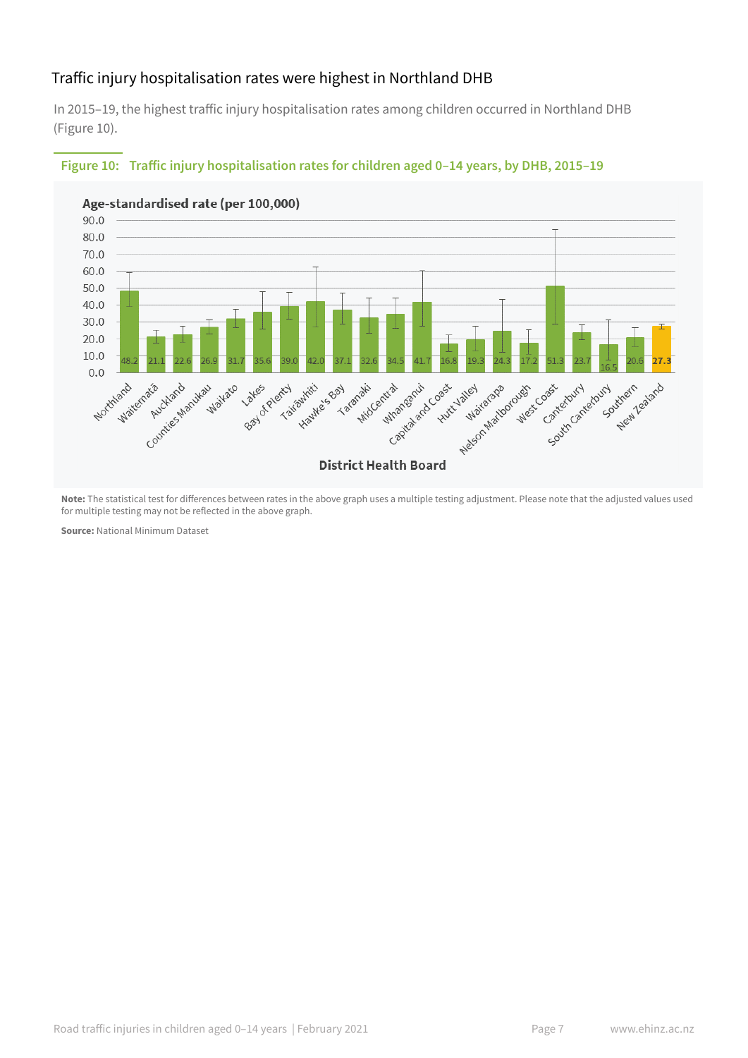## Traffic injury hospitalisation rates were highest in Northland DHB

In 2015–19, the highest traffic injury hospitalisation rates among children occurred in Northland DHB (Figure 10).

**Figure 10: Traffic injury hospitalisation rates for children aged 0–14 years, by DHB, 2015–19**

| District Health Board | Age-standardised rate (per 100,000) |
|---|---|
| Northland | 48.2 |
| Waitematā | 21.1 |
| Auckland | 22.6 |
| Counties Manukau | 26.9 |
| Waikato | 31.7 |
| Lakes | 35.6 |
| Bay of Plenty | 39.0 |
| Tairāwhiti | 42.0 |
| Hawke's Bay | 37.1 |
| Taranaki | 32.6 |
| MidCentral | 34.5 |
| Whanganui | 41.7 |
| Capital and Coast | 16.8 |
| Hutt Valley | 19.3 |
| Wairarapa | 24.3 |
| Nelson Marlborough | 17.2 |
| West Coast | 51.3 |
| Canterbury | 23.7 |
| South Canterbury | 16.5 |
| Southern | 20.6 |
| New Zealand | **27.3** |

**Note:** The statistical test for differences between rates in the above graph uses a multiple testing adjustment. Please note that the adjusted values used for multiple testing may not be reflected in the above graph.

**Source:** National Minimum Dataset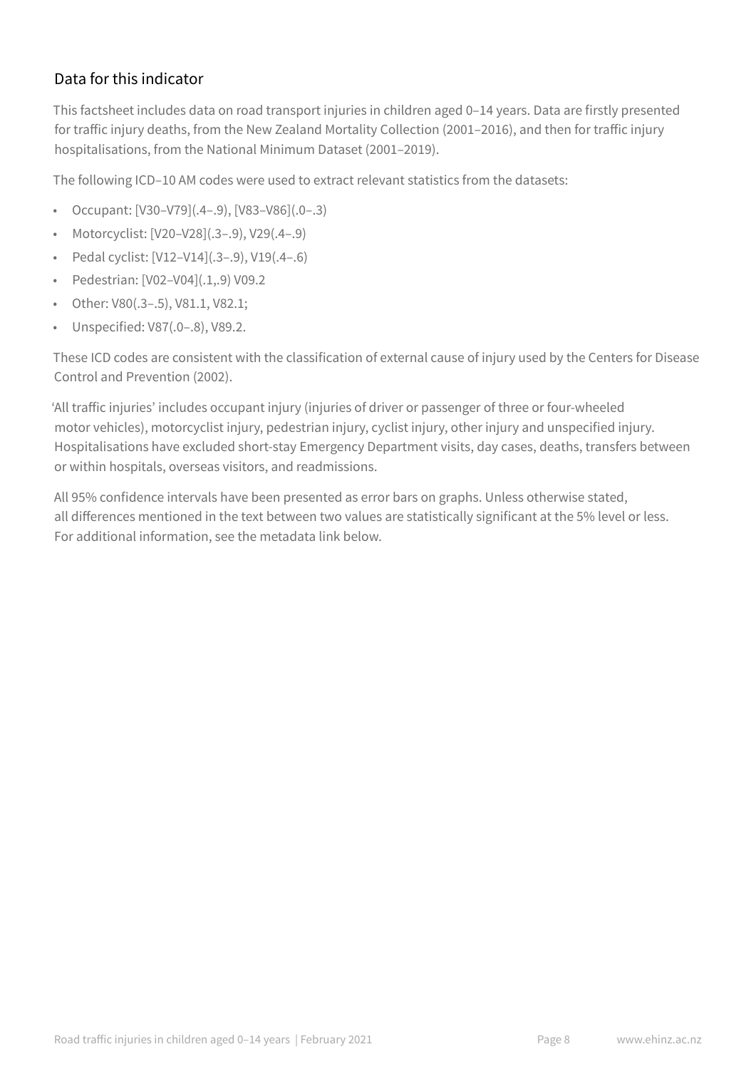## Data for this indicator

This factsheet includes data on road transport injuries in children aged 0–14 years. Data are firstly presented for traffic injury deaths, from the New Zealand Mortality Collection (2001–2016), and then for traffic injury hospitalisations, from the National Minimum Dataset (2001–2019).

The following ICD–10 AM codes were used to extract relevant statistics from the datasets:

- Occupant: [V30–V79](.4–.9), [V83–V86](.0–.3)
- Motorcyclist: [V20–V28](.3–.9), V29(.4–.9)
- Pedal cyclist: [V12–V14](.3–.9), V19(.4–.6)
- Pedestrian: [V02–V04](.1,.9) V09.2
- Other: V80(.3–.5), V81.1, V82.1;
- Unspecified: V87(.0–.8), V89.2.

These ICD codes are consistent with the classification of external cause of injury used by the Centers for Disease Control and Prevention (2002).

'All traffic injuries' includes occupant injury (injuries of driver or passenger of three or four-wheeled motor vehicles), motorcyclist injury, pedestrian injury, cyclist injury, other injury and unspecified injury. Hospitalisations have excluded short-stay Emergency Department visits, day cases, deaths, transfers between or within hospitals, overseas visitors, and readmissions.

All 95% confidence intervals have been presented as error bars on graphs. Unless otherwise stated, all differences mentioned in the text between two values are statistically significant at the 5% level or less. For additional information, see the metadata link below.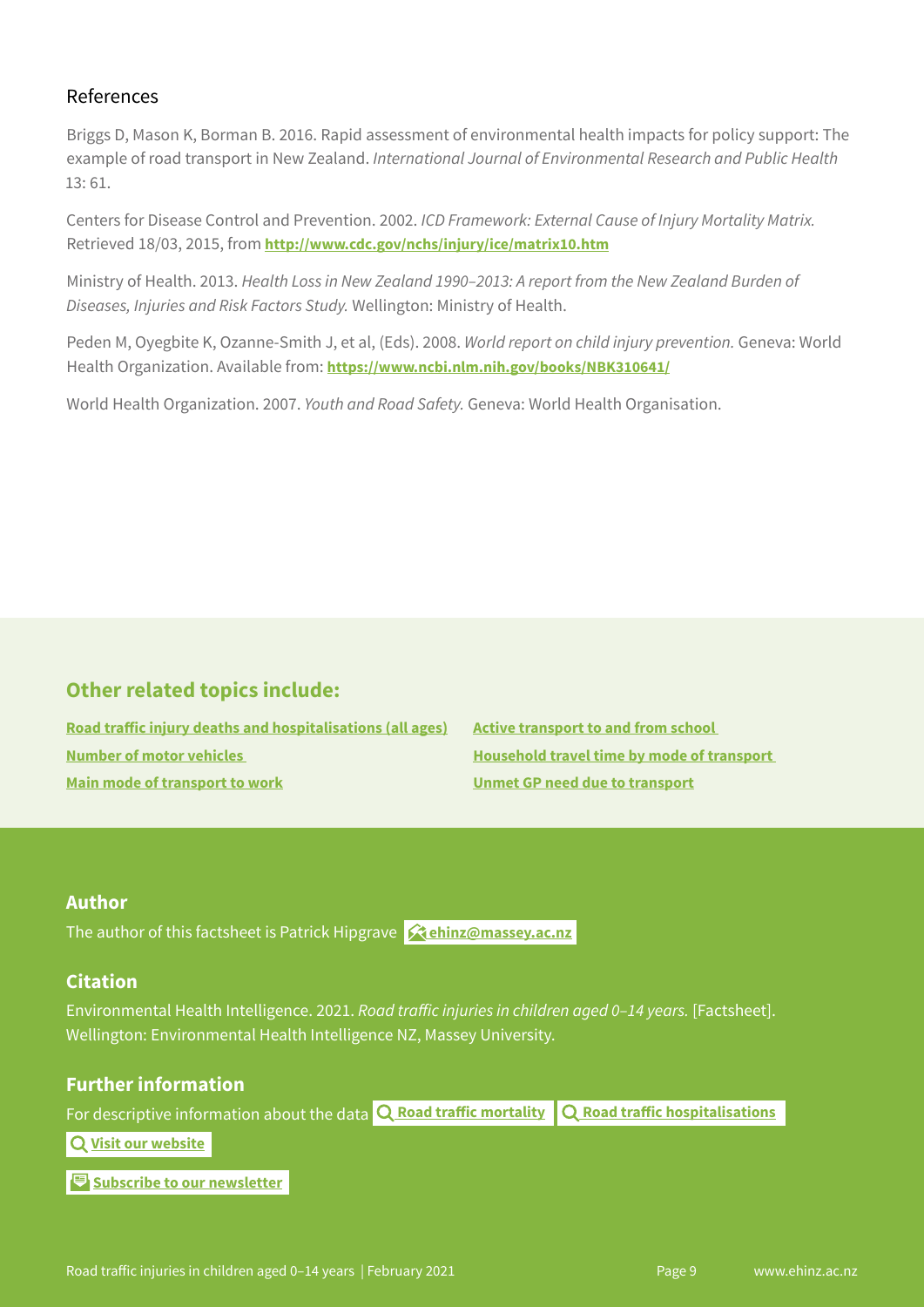## References

Briggs D, Mason K, Borman B. 2016. Rapid assessment of environmental health impacts for policy support: The example of road transport in New Zealand. *International Journal of Environmental Research and Public Health* 13: 61.

Centers for Disease Control and Prevention. 2002. *ICD Framework: External Cause of Injury Mortality Matrix.* Retrieved 18/03, 2015, from **http://www.cdc.gov/nchs/injury/ice/matrix10.htm**

Ministry of Health. 2013. *Health Loss in New Zealand 1990–2013: A report from the New Zealand Burden of Diseases, Injuries and Risk Factors Study.* Wellington: Ministry of Health.

Peden M, Oyegbite K, Ozanne-Smith J, et al, (Eds). 2008. *World report on child injury prevention.* Geneva: World Health Organization. Available from: **https://www.ncbi.nlm.nih.gov/books/NBK310641/**

World Health Organization. 2007. *Youth and Road Safety.* Geneva: World Health Organisation.

## Other related topics include:

**Road traffic injury deaths and hospitalisations (all ages)**
**Number of motor vehicles**
**Main mode of transport to work**
**Active transport to and from school**
**Household travel time by mode of transport**
**Unmet GP need due to transport**

### Author

The author of this factsheet is Patrick Hipgrave **ehinz@massey.ac.nz**

### Citation

Environmental Health Intelligence. 2021. *Road traffic injuries in children aged 0–14 years.* [Factsheet]. Wellington: Environmental Health Intelligence NZ, Massey University.

### Further information

For descriptive information about the data **Road traffic mortality** **Road traffic hospitalisations**

**Visit our website**

**Subscribe to our newsletter**